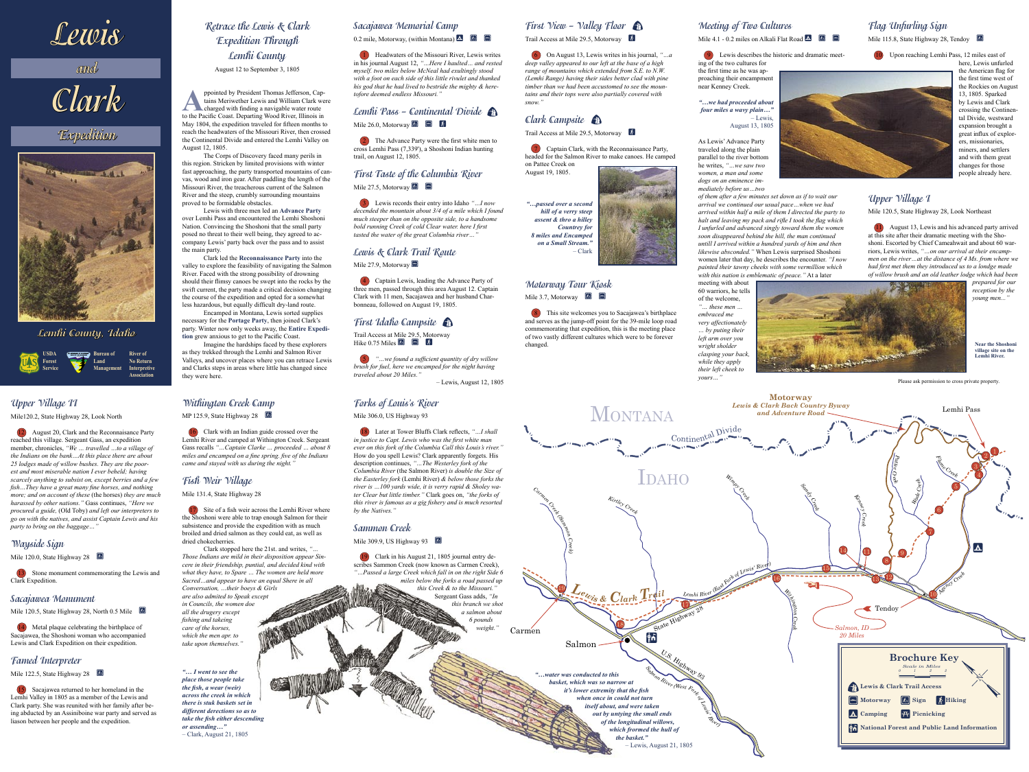# Lewis and Clark Expedition

Lemhi County, Idaho

USDA Forest Service · Bureau of Land Management · River of No Return Interpretive Association

## Retrace the Lewis & Clark Expedition Through Lemhi County

August 12 to September 3, 1805

Appointed by President Thomas Jefferson, Captains Meriwether Lewis and William Clark were charged with finding a navigable water route to the Pacific Coast. Departing Wood River, Illinois in May 1804, the expedition traveled for fifteen months to reach the headwaters of the Missouri River, then crossed the Continental Divide and entered the Lemhi Valley on August 12, 1805.

The Corps of Discovery faced many perils in this region. Stricken by limited provisions with winter fast approaching, the party transported mountains of canvas, wood and iron gear. After paddling the length of the Missouri River, the treacherous current of the Salmon River and the steep, crumbly surrounding mountains proved to be formidable obstacles.

Lewis with three men led an **Advance Party** over Lemhi Pass and encountered the Lemhi Shoshoni Nation. Convincing the Shoshoni that the small party posed no threat to their well being, they agreed to accompany Lewis' party back over the pass and to assist the main party.

Clark led the **Reconnaissance Party** into the valley to explore the feasibility of navigating the Salmon River. Faced with the strong possibility of drowning should their flimsy canoes be swept into the rocks by the swift current, the party made a critical decision changing the course of the expedition and opted for a somewhat less hazardous, but equally difficult dry-land route.

Encamped in Montana, Lewis sorted supplies necessary for the **Portage Party**, then joined Clark's party. Winter now only weeks away, the **Entire Expedition** grew anxious to get to the Pacific Coast.

Imagine the hardships faced by these explorers as they trekked through the Lemhi and Salmon River Valleys, and uncover places where you can retrace Lewis and Clarks steps in areas where little has changed since they were here.

## Sacajawea Memorial Camp

0.2 mile, Motorway, (within Montana)

1 Headwaters of the Missouri River, Lewis writes in his journal August 12, *"...Here I haulted... and rested myself. two miles below McNeal had exultingly stood with a foot on each side of this little rivulet and thanked his god that he had lived to bestride the mighty & heretofore deemed endless Missouri."*

## Lemhi Pass - Continental Divide

Mile 26.0, Motorway

2 The Advance Party were the first white men to cross Lemhi Pass (7,339'), a Shoshoni Indian hunting trail, on August 12, 1805.

## First Taste of the Columbia River

Mile 27.5, Motorway

3 Lewis records their entry into Idaho *"...I now decended the mountain about 3/4 of a mile which I found much steeper than on the opposite side, to a handsome bold running Creek of cold Clear water. here I first tasted the water of the great Columbia river..."*

## Lewis & Clark Trail Route

Mile 27.9, Motorway

4 Captain Lewis, leading the Advance Party of three men, passed through this area August 12. Captain Clark with 11 men, Sacajawea and her husband Charbonneau, followed on August 19, 1805.

## First Idaho Campsite

Trail Access at Mile 29.5, Motorway
Hike 0.75 Miles

5 *"...we found a sufficient quantity of dry willow brush for fuel, here we encamped for the night having traveled about 20 Miles."*

– Lewis, August 12, 1805

## First View - Valley Floor

Trail Access at Mile 29.5, Motorway

6 On August 13, Lewis writes in his journal, *"...a deep valley appeared to our left at the base of a high range of mountains which extended from S.E. to N.W. (Lemhi Range) having their sides better clad with pine timber than we had been accustomed to see the mountains and their tops were also partially covered with snow."*

## Clark Campsite

Trail Access at Mile 29.5, Motorway

7 Captain Clark, with the Reconnaissance Party, headed for the Salmon River to make canoes. He camped on Pattee Creek on August 19, 1805.

*"...passed over a second hill of a very steep assent & thro a hilley Countrey for 8 miles and Encamped on a Small Stream."* – Clark

## Motorway Tour Kiosk

Mile 3.7, Motorway

8 This site welcomes you to Sacajawea's birthplace and serves as the jump-off point for the 39-mile loop road commemorating that expedition, this is the meeting place of two vastly different cultures which were to be forever changed.

## Meeting of Two Cultures

Mile 4.1 - 0.2 miles on Alkali Flat Road

9 Lewis describes the historic and dramatic meeting of the two cultures for the first time as he was approaching their encampment near Kenney Creek.

*"...we had proceeded about four miles a wavy plain..."* – Lewis, August 13, 1805

As Lewis' Advance Party traveled along the plain parallel to the river bottom he writes, *"...we saw two women, a man and some dogs on an eminence immediately before us...two of them after a few minutes set down as if to wait our arrival we continued our usual pace...when we had arrived within half a mile of them I directed the party to halt and leaving my pack and rifle I took the flag which I unfurled and advanced singly toward them the women soon disappeared behind the hill, the man continued untill I arrived within a hundred yards of him and then likewise absconded."* When Lewis surprised Shoshoni women later that day, he describes the encounter. *"I now painted their tawny cheeks with some vermillion which with this nation is emblematic of peace."* At a later meeting with about 60 warriors, he tells of the welcome, *"... these men ... embraced me very affectionately ... by puting their left arm over you wright sholder clasping your back, while they apply their left cheek to yours..."*

## Flag Unfurling Sign

Mile 115.8, State Highway 28, Tendoy

10 Upon reaching Lemhi Pass, 12 miles east of here, Lewis unfurled the American flag for the first time west of the Rockies on August 13, 1805. Sparked by Lewis and Clark crossing the Continental Divide, westward expansion brought a great influx of explorers, missionaries, miners, and settlers and with them great changes for those people already here.

## Upper Village I

Mile 120.5, State Highway 28, Look Northeast

11 August 13, Lewis and his advanced party arrived at this site after their dramatic meeting with the Shoshoni. Escorted by Chief Cameahwait and about 60 warriors, Lewis writes, *"...on our arrival at their encampmen on the river...at the distance of 4 Ms. from where we had first met them they introduced us to a londge made of willow brush and an old leather lodge which had been prepared for our reception by the young men..."*

Near the Shoshoni village site on the Lemhi River.

Please ask permission to cross private property.

## Upper Village II

Mile120.2, State Highway 28, Look North

12 August 20, Clark and the Reconnaissance Party reached this village. Sergeant Gass, an expedition member, chronicles, *"We ... travelled ...to a village of the Indians on the bank...At this place there are about 25 lodges made of willow bushes. They are the poorest and most miserable nation I ever beheld; having scarcely anything to subsist on, except berries and a few fish...They have a great many fine horses, and nothing more; and on account of these* (the horses) *they are much harassed by other nations."* Gass continues, *"Here we procured a guide,* (Old Toby) *and left our interpreters to go on with the natives, and assist Captain Lewis and his party to bring on the baggage..."*

## Wayside Sign

Mile 120.0, State Highway 28

13 Stone monument commemorating the Lewis and Clark Expedition.

## Sacajawea Monument

Mile 120.5, State Highway 28, North 0.5 Mile

14 Metal plaque celebrating the birthplace of Sacajawea, the Shoshoni woman who accompanied Lewis and Clark Expedition on their expedition.

## Famed Interpreter

Mile 122.5, State Highway 28

15 Sacajawea returned to her homeland in the Lemhi Valley in 1805 as a member of the Lewis and Clark party. She was reunited with her family after being abducted by an Assiniboine war party and served as liason between her people and the expedition.

## Withington Creek Camp

MP 125.9, State Highway 28

16 Clark with an Indian guide crossed over the Lemhi River and camped at Withington Creek. Sergeant Gass recalls *"...Captain Clarke ... proceeded ... about 8 miles and encamped on a fine spring, five of the Indians came and stayed with us during the night."*

## Fish Weir Village

Mile 131.4, State Highway 28

17 Site of a fish weir across the Lemhi River where the Shoshoni were able to trap enough Salmon for their subsistence and provide the expedition with as much broiled and dried salmon as they could eat, as well as dried chokecherries.

Clark stopped here the 21st. and writes, *"... Those Indians are mild in their disposition appear Sincere in their friendship, punctial, and decided kind with what they have, to Spare ... The women are held more Sacred...and appear to have an equal Share in all Conversation, ...their boeys & Girls are also admited to Speak except in Councils, the women doe all the drugery except fishing and takeing care of the horses, which the men apr. to take upon themselves."*

*"... I went to see the place those people take the fish, a wear (weir) across the creek in which there is stuk baskets set in different derections so as to take the fish either descending or assending..."* – Clark, August 21, 1805

## Forks of Louis's River

Mile 306.0, US Highway 93

18 Later at Tower Bluffs Clark reflects, *"...I shall in justice to Capt. Lewis who was the first white man ever on this fork of the Columbia Call this Louis's river."* How do you spell Lewis? Clark apparently forgets. His description continues, *"...The Westerly fork of the Columbia River* (the Salmon River) *is double the Size of the Easterley fork* (Lemhi River) *& below those forks the river is ...100 yards wide, it is verry rapid & Sholey water Clear but little timber."* Clark goes on, *"the forks of this river is famous as a gig fishery and is much resorted by the Natives."*

## Sammon Creek

Mile 309.9, US Highway 93

19 Clark in his August 21, 1805 journal entry describes Sammon Creek (now known as Carmen Creek), *"...Passed a large Creek which fall in on the right Side 6 miles below the forks a road passed up this Creek & to the Missouri."* Sergeant Gass adds, *"In this branch we shot a salmon about 6 pounds weight."*

*"...water was conducted to this basket, which was so narrow at it's lower extremity that the fish when once in could not turn itself about, and were taken out by putting the small ends of the longitudinal willows, which formed the hull of the basket."* – Lewis, August 21, 1805

Motorway Lewis & Clark Back Country Byway and Adventure Road

Montana · Idaho · Continental Divide · Lemhi Pass · Tendoy · Salmon · Carmen · Salmon, ID 20 Miles · Lewis & Clark Trail · State Highway 28 · U.S. Highway 93 · Lemhi River (East Fork of Lewis' River) · Salmon River (West Fork of Lewis' River) · Carmen Creek (Sammon Creek) · Kirtley Creek · Wimpy Creek · Sandy Creek · Kenney Creek · Pattee Creek · Flume Creek · Bohannon Creek · Withington Creek · Agency Creek · Hyde Creek

### Brochure Key

Scale in Miles: 0 1 2 3

- Lewis & Clark Trail Access
- Motorway
- Sign
- Hiking
- Camping
- Picnicking
- National Forest and Public Land Information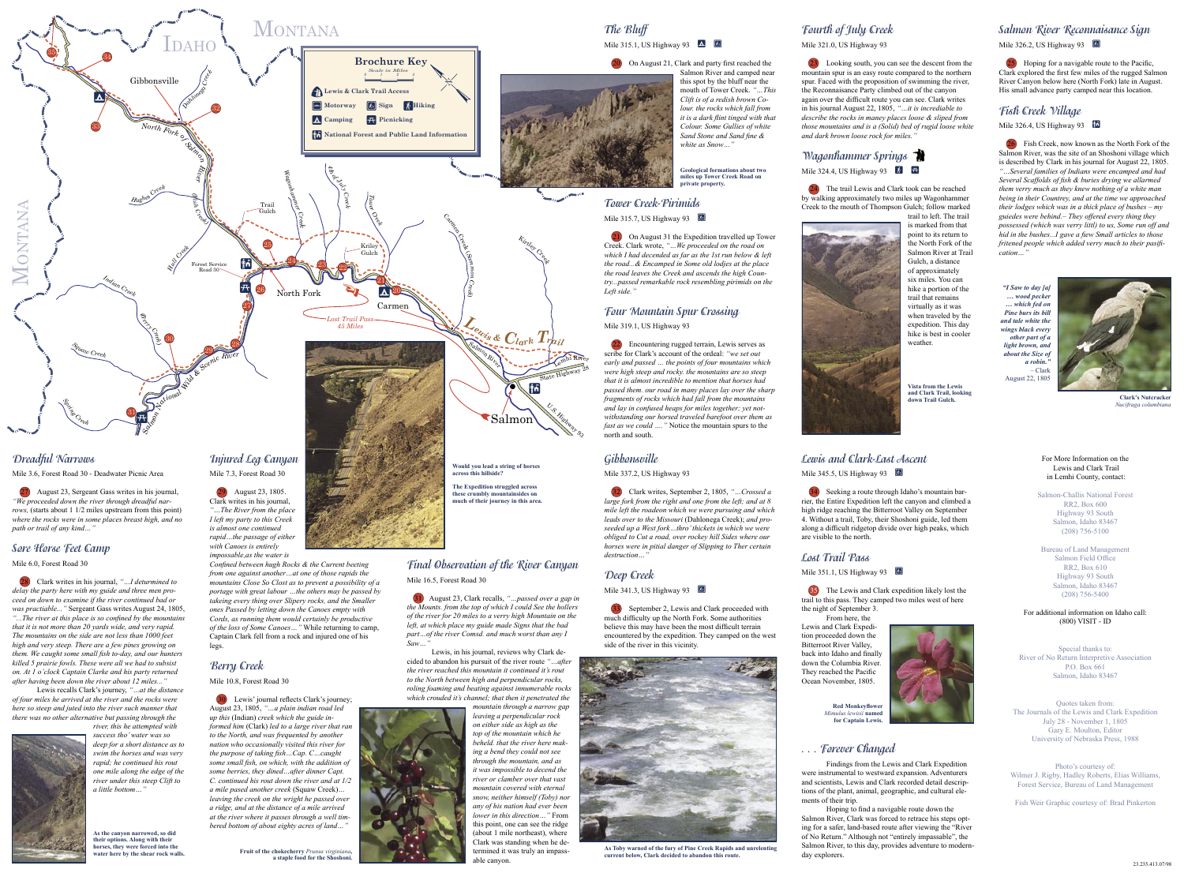MONTANA

IDAHO

MONTANA

**Brochure Key**

Scale in Miles

Lewis & Clark Trail Access

Motorway | Sign | Hiking

Camping | Picnicking

National Forest and Public Land Information

Lost Trail Pass 45 Miles

## The Bluff

Mile 315.1, US Highway 93

20 On August 21, Clark and party first reached the Salmon River and camped near this spot by the bluff near the mouth of Tower Creek. *"...This Clift is of a redish brown Colour. the rocks which fall from it is a dark flint tinged with that Colour. Some Gullies of white Sand Stone and Sand fine & white as Snow..."*

**Geological formations about two miles up Tower Creek Road on private property.**

## Tower Creek-Pirimids

Mile 315.7, US Highway 93

21 On August 31 the Expedition travelled up Tower Creek. Clark wrote, *"...We proceeded on the road on which I had decended as far as the 1st run below & left the road...& Encamped in Some old lodges at the place the road leaves the Creek and ascends the high Country...passed remarkable rock resembling pirimids on the Left side."*

## Four Mountain Spur Crossing

Mile 319.1, US Highway 93

22 Encountering rugged terrain, Lewis serves as scribe for Clark's account of the ordeal: *"we set out early and passed ... the points of four mountains which were high steep and rocky. the mountains are so steep that it is almost incredible to mention that horses had passed them. our road in many places lay over the sharp fragments of rocks which had fall from the mountains and lay in confused heaps for miles together; yet notwithstanding our horsed traveled barefoot over them as fast as we could ...."* Notice the mountain spurs to the north and south.

## Fourth of July Creek

Mile 321.0, US Highway 93

23 Looking south, you can see the descent from the mountain spur is an easy route compared to the northern spur. Faced with the proposition of swimming the river, the Reconnaissance Party climbed out of the canyon again over the difficult route you can see. Clark writes in his journal August 22, 1805, *"...it is incrediable to describe the rocks in maney places loose & sliped from those mountains and is a (Solid) bed of rugid loose white and dark brown loose rock for miles."*

## Wagonhammer Springs

Mile 324.4, US Highway 93

24 The trail Lewis and Clark took can be reached by walking approximately two miles up Wagonhammer Creek to the mouth of Thompson Gulch; follow marked trail to left. The trail is marked from that point to its return to the North Fork of the Salmon River at Trail Gulch, a distance of approximately six miles. You can hike a portion of the trail that remains virtually as it was when traveled by the expedition. This day hike is best in cooler weather.

**Vista from the Lewis and Clark Trail, looking down Trail Gulch.**

## Salmon River Reconnaisance Sign

Mile 326.2, US Highway 93

25 Hoping for a navigable route to the Pacific, Clark explored the first few miles of the rugged Salmon River Canyon below here (North Fork) late in August. His small advance party camped near this location.

## Fish Creek Village

Mile 326.4, US Highway 93

26 Fish Creek, now known as the North Fork of the Salmon River, was the site of an Shoshoni village which is described by Clark in his journal for August 22, 1805. *"...Several families of Indians were encamped and had Several Scaffolds of fish & buries drying we allarmed them verry much as they knew nothing of a white man being in their Countrey, and at the time we approached their lodges which was in a thick place of bushes – my guiedes were behind.– They offered every thing they possessed (which was verry littl) to us, Some run off and hid in the bushes...I gave a flew Small articles to those fritened people which added verry much to their pasification..."*

***"I Saw to day [a] ... wood pecker ... which fed on Pine burs its bill and tale white the wings black every other part of a light brown, and about the Size of a robin."*** – Clark August 22, 1805

**Clark's Nutcracker** *Nucifraga columbiana*

## Dreadful Narrows

Mile 3.6, Forest Road 30 - Deadwater Picnic Area

27 August 23, Sergeant Gass writes in his journal, *"We proceeded down the river through dreadful narrows,* (starts about 1 1/2 miles upstream from this point) *where the rocks were in some places breast high, and no path or trail of any kind..."*

## Sore Horse Feet Camp

Mile 6.0, Forest Road 30

28 Clark writes in his journal, *"...I determined to delay the party here with my guide and three men proceed on down to examine if the river continued bad or was practiable..."* Sergeant Gass writes August 24, 1805, *"...The river at this place is so confined by the mountains that it is not more than 20 yards wide, and very rapid. The mountains on the side are not less than 1000 feet high and very steep. There are a few pines growing on them. We caught some small fish to-day, and our hunters killed 5 prairie fowls. These were all we had to subsist on. At 1 o'clock Captain Clarke and his party returned after having been down the river about 12 miles..."*

Lewis recalls Clark's journey, *"...at the distance of four miles he arrived at the river and the rocks were here so steep and juted into the river such manner that there was no other alternative but passing through the river, this he attempted with success tho' water was so deep for a short distance as to swim the horses and was very rapid; he continued his roul one mile along the edge of the river under this steep Clift to a little bottom..."*

**As the canyon narrowed, so did their options. Along with their horses, they were forced into the water here by the shear rock walls.**

## Injured Leg Canyon

Mile 7.3, Forest Road 30

29 August 23, 1805. Clark writes in his journal, *"...The River from the place I left my party to this Creek is almost one continued rapid...the passage of either with Canoes is entirely impossable,as the water is Confined between hugh Rocks & the Current beeting from one against another...at one of those rapids the mountains Close So Clost as to prevent a possibility of a portage with great labour ...the others may be passed by takeing every thing over Slipery rocks, and the Smaller ones Passed by Letting down the Canoes empty with Cords, as running them would certainly be productive of the loss of Some Canoes..."* While returning to camp, Captain Clark fell from a rock and injured one of his legs.

**Would you lead a string of horses across this hillside?**

**The Expedition struggled across these crumbly mountainsides on much of their journey in this area.**

## Berry Creek

Mile 10.8, Forest Road 30

30 Lewis' journal reflects Clark's journey; August 23, 1805, *"...a plain indian road led up this* (Indian) *creek which the guide informed him* (Clark) *led to a large river that ran to the North, and was frequented by another nation who occasionally visited this river for the purpose of taking fish...Cap. C...caught some small fish, on which, with the addition of some berries, they dined...after dinner Capt. C. continued his rout down the river and at 1/2 a mile pased another creek* (Squaw Creek)*... leaving the creek on the wright he passed over a ridge, and at the distance of a mile arrived at the river where it passes through a well timbered bottom of about eighty acres of land..."*

**Fruit of the chokecherry** ***Prunus virginiana*****, a staple food for the Shoshoni.**

## Final Observation of the River Canyon

Mile 16.5, Forest Road 30

31 August 23, Clark recalls, *"...passed over a gap in the Mounts. from the top of which I could See the hollers of the river for 20 miles to a verry high Mountain on the left, at which place my guide made Signs that the bad part...of the river Comsd. and much worst than any I Saw..."*

Lewis, in his journal, reviews why Clark decided to abandon his pursuit of the river route *"...after the river reached this mountain it continued it's rout to the North between high and perpendicular rocks, roling foaming and beating against innumerable rocks which crouded it's channel; that then it penetrated the mountain through a narrow gap leaving a perpendicular rock on either side as high as the top of the mountain which he beheld. that the river here making a bend they could not see through the mountain, and as it was impossible to decend the river or clamber over that vast mountain covered with eternal snow, neither himself (Toby) nor any of his nation had ever been lower in this direction..."* From this point, one can see the ridge (about 1 mile northeast), where Clark was standing when he determined it was truly an impassable canyon.

## Gibbonsville

Mile 337.2, US Highway 93

32 Clark writes, September 2, 1805, *"...Crossed a large fork from the right and one from the left; and at 8 mile left the roadeon which we were pursuing and which leads over to the Missouri* (Dahlonega Creek)*; and proseeded up a West fork...thro' thickets in which we were obliged to Cut a road, over rockey hill Sides where our horses were in pitial danger of Slipping to Ther certain destruction..."*

## Deep Creek

Mile 341.3, US Highway 93

33 September 2, Lewis and Clark proceeded with much difficulty up the North Fork. Some authorities believe this may have been the most difficult terrain encountered by the expedition. They camped on the west side of the river in this vicinity.

**As Toby warned of the fury of Pine Creek Rapids and unrelenting current below, Clark decided to abandon this route.**

## Lewis and Clark-Last Ascent

Mile 345.5, US Highway 93

34 Seeking a route through Idaho's mountain barrier, the Entire Expedition left the canyon and climbed a high ridge reaching the Bitterroot Valley on September 4. Without a trail, Toby, their Shoshoni guide, led them along a difficult ridgetop divide over high peaks, which are visible to the north.

## Lost Trail Pass

Mile 351.1, US Highway 93

35 The Lewis and Clark expedition likely lost the trail to this pass. They camped two miles west of here the night of September 3.

From here, the Lewis and Clark Expedition proceeded down the Bitterroot River Valley, back into Idaho and finally down the Columbia River. They reached the Pacific Ocean November, 1805.

**Red Monkeyflower** ***Mimulus lewisii*** **named for Captain Lewis.**

## . . . Forever Changed

Findings from the Lewis and Clark Expedition were instrumental to westward expansion. Adventurers and scientists, Lewis and Clark recorded detail descriptions of the plant, animal, geographic, and cultural elements of their trip.

Hoping to find a navigable route down the Salmon River, Clark was forced to retrace his steps opting for a safer, land-based route after viewing the "River of No Return." Although not "entirely impassable", the Salmon River, to this day, provides adventure to modern-day explorers.

For More Information on the Lewis and Clark Trail in Lemhi County, contact:

Salmon-Challis National Forest
RR2, Box 600
Highway 93 South
Salmon, Idaho 83467
(208) 756-5100

Bureau of Land Management
Salmon Field Office
RR2, Box 610
Highway 93 South
Salmon, Idaho 83467
(208) 756-5400

For additional information on Idaho call:
(800) VISIT - ID

Special thanks to:
River of No Return Interpretive Association
P.O. Box 661
Salmon, Idaho 83467

Quotes taken from:
The Journals of the Lewis and Clark Expedition
July 28 - November 1, 1805
Gary E. Moulton, Editor
University of Nebraska Press, 1988

Photo's courtesy of:
Wilmer J. Rigby, Hadley Roberts, Elias Williams, Forest Service, Bureau of Land Management

Fish Weir Graphic courtesy of: Brad Pinkerton

23.235.413.07/98